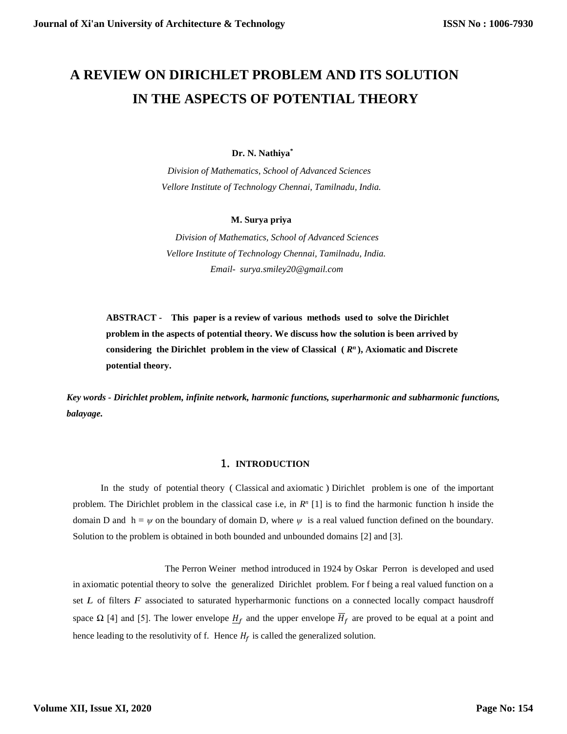# A REVIEW ON DIRICHLET PROBLEM AND ITS SOLUTION IN THE ASPECTS OF POTENTIAL THEORY

**Dr. N. Nathiya***

*Division of Mathematics, School of Advanced Sciences*
*Vellore Institute of Technology Chennai, Tamilnadu, India.*

**M. Surya priya**

*Division of Mathematics, School of Advanced Sciences*
*Vellore Institute of Technology Chennai, Tamilnadu, India.*
*Email- surya.smiley20@gmail.com*

**ABSTRACT - This paper is a review of various methods used to solve the Dirichlet problem in the aspects of potential theory. We discuss how the solution is been arrived by considering the Dirichlet problem in the view of Classical ( $R^n$ ), Axiomatic and Discrete potential theory.**

***Key words - Dirichlet problem, infinite network, harmonic functions, superharmonic and subharmonic functions, balayage.***

## 1. INTRODUCTION

In the study of potential theory ( Classical and axiomatic ) Dirichlet problem is one of the important problem. The Dirichlet problem in the classical case i.e, in $R^n$ [1] is to find the harmonic function h inside the domain D and $h = \psi$ on the boundary of domain D, where $\psi$ is a real valued function defined on the boundary. Solution to the problem is obtained in both bounded and unbounded domains [2] and [3].

The Perron Weiner method introduced in 1924 by Oskar Perron is developed and used in axiomatic potential theory to solve the generalized Dirichlet problem. For f being a real valued function on a set $L$ of filters $F$ associated to saturated hyperharmonic functions on a connected locally compact hausdroff space $\Omega$ [4] and [5]. The lower envelope $\underline{H}_f$ and the upper envelope $\overline{H}_f$ are proved to be equal at a point and hence leading to the resolutivity of f. Hence $H_f$ is called the generalized solution.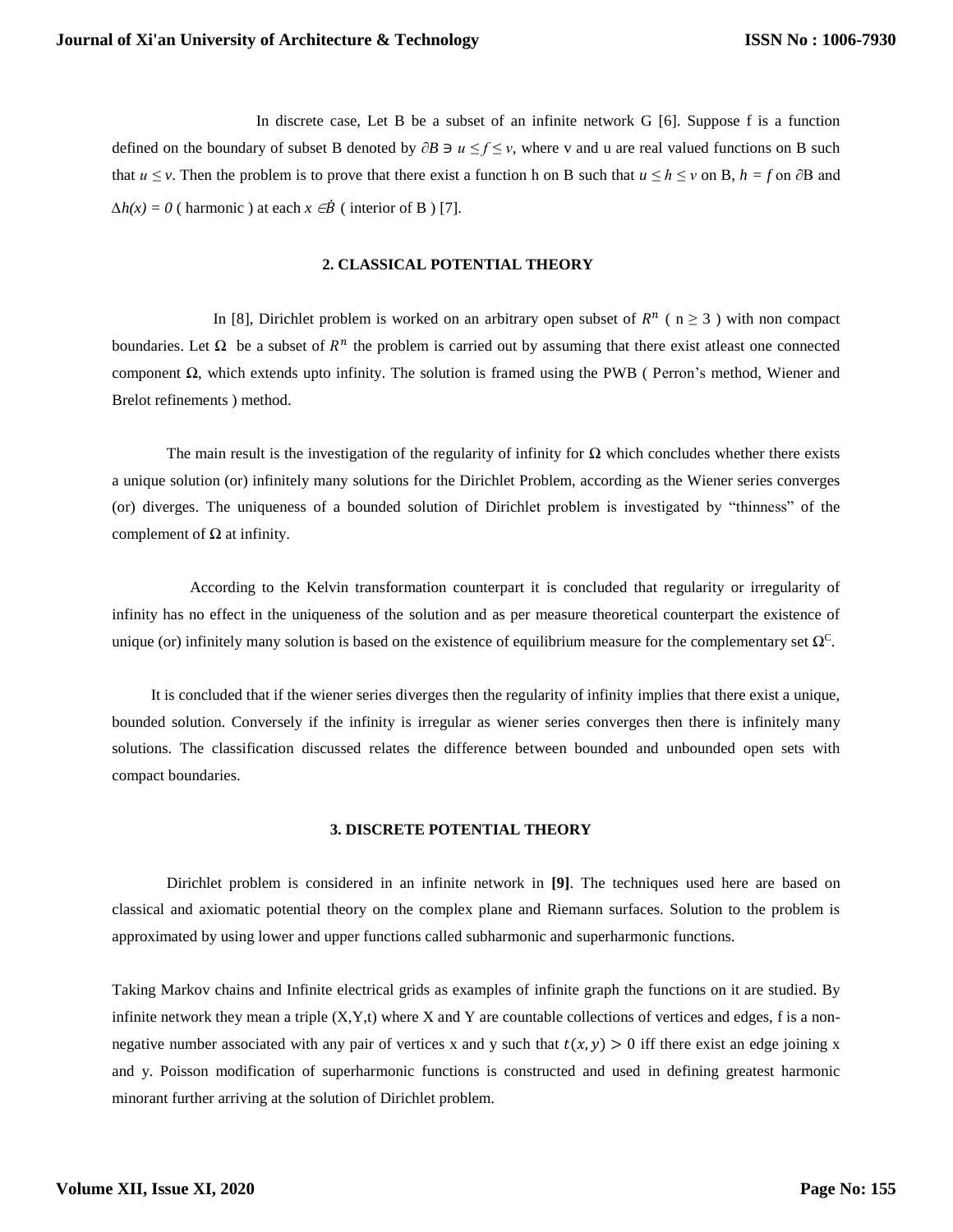In discrete case, Let B be a subset of an infinite network G [6]. Suppose f is a function defined on the boundary of subset B denoted by $\partial B \ni u \leq f \leq v$, where v and u are real valued functions on B such that $u \leq v$. Then the problem is to prove that there exist a function h on B such that $u \leq h \leq v$ on B, $h = f$ on $\partial$B and $\Delta h(x) = 0$ ( harmonic ) at each $x \in \dot{B}$ ( interior of B ) [7].

## 2. CLASSICAL POTENTIAL THEORY

In [8], Dirichlet problem is worked on an arbitrary open subset of $R^n$ ( $n \geq 3$ ) with non compact boundaries. Let $\Omega$ be a subset of $R^n$ the problem is carried out by assuming that there exist atleast one connected component $\Omega$, which extends upto infinity. The solution is framed using the PWB ( Perron's method, Wiener and Brelot refinements ) method.

The main result is the investigation of the regularity of infinity for $\Omega$ which concludes whether there exists a unique solution (or) infinitely many solutions for the Dirichlet Problem, according as the Wiener series converges (or) diverges. The uniqueness of a bounded solution of Dirichlet problem is investigated by "thinness" of the complement of $\Omega$ at infinity.

According to the Kelvin transformation counterpart it is concluded that regularity or irregularity of infinity has no effect in the uniqueness of the solution and as per measure theoretical counterpart the existence of unique (or) infinitely many solution is based on the existence of equilibrium measure for the complementary set $\Omega^C$.

It is concluded that if the wiener series diverges then the regularity of infinity implies that there exist a unique, bounded solution. Conversely if the infinity is irregular as wiener series converges then there is infinitely many solutions. The classification discussed relates the difference between bounded and unbounded open sets with compact boundaries.

## 3. DISCRETE POTENTIAL THEORY

Dirichlet problem is considered in an infinite network in **[9]**. The techniques used here are based on classical and axiomatic potential theory on the complex plane and Riemann surfaces. Solution to the problem is approximated by using lower and upper functions called subharmonic and superharmonic functions.

Taking Markov chains and Infinite electrical grids as examples of infinite graph the functions on it are studied. By infinite network they mean a triple (X,Y,t) where X and Y are countable collections of vertices and edges, f is a non-negative number associated with any pair of vertices x and y such that $t(x, y) > 0$ iff there exist an edge joining x and y. Poisson modification of superharmonic functions is constructed and used in defining greatest harmonic minorant further arriving at the solution of Dirichlet problem.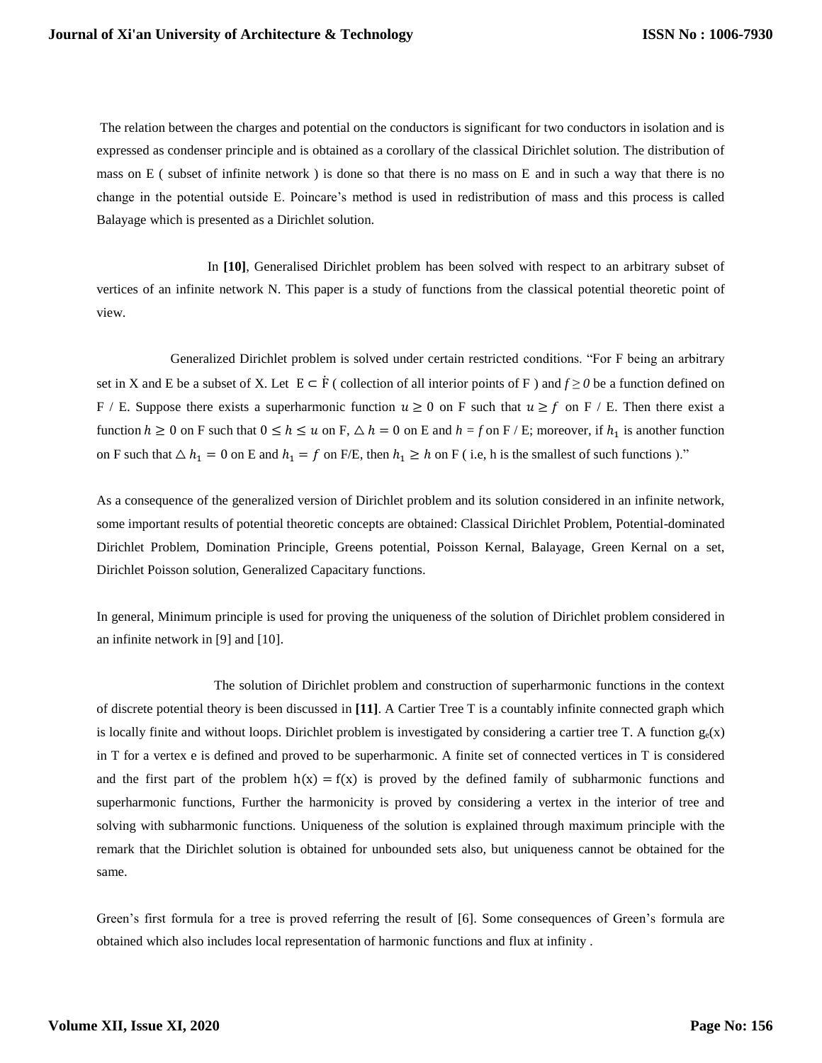The relation between the charges and potential on the conductors is significant for two conductors in isolation and is expressed as condenser principle and is obtained as a corollary of the classical Dirichlet solution. The distribution of mass on E ( subset of infinite network ) is done so that there is no mass on E and in such a way that there is no change in the potential outside E. Poincare's method is used in redistribution of mass and this process is called Balayage which is presented as a Dirichlet solution.

In **[10]**, Generalised Dirichlet problem has been solved with respect to an arbitrary subset of vertices of an infinite network N. This paper is a study of functions from the classical potential theoretic point of view.

Generalized Dirichlet problem is solved under certain restricted conditions. "For F being an arbitrary set in X and E be a subset of X. Let $E \subset \dot{F}$ ( collection of all interior points of F ) and $f \geq 0$ be a function defined on F / E. Suppose there exists a superharmonic function $u \geq 0$ on F such that $u \geq f$ on F / E. Then there exist a function $h \geq 0$ on F such that $0 \leq h \leq u$ on F, $\triangle h = 0$ on E and $h = f$ on F / E; moreover, if $h_1$ is another function on F such that $\triangle h_1 = 0$ on E and $h_1 = f$ on F/E, then $h_1 \geq h$ on F ( i.e, h is the smallest of such functions )."

As a consequence of the generalized version of Dirichlet problem and its solution considered in an infinite network, some important results of potential theoretic concepts are obtained: Classical Dirichlet Problem, Potential-dominated Dirichlet Problem, Domination Principle, Greens potential, Poisson Kernal, Balayage, Green Kernal on a set, Dirichlet Poisson solution, Generalized Capacitary functions.

In general, Minimum principle is used for proving the uniqueness of the solution of Dirichlet problem considered in an infinite network in [9] and [10].

The solution of Dirichlet problem and construction of superharmonic functions in the context of discrete potential theory is been discussed in **[11]**. A Cartier Tree T is a countably infinite connected graph which is locally finite and without loops. Dirichlet problem is investigated by considering a cartier tree T. A function $g_e(x)$ in T for a vertex e is defined and proved to be superharmonic. A finite set of connected vertices in T is considered and the first part of the problem $h(x) = f(x)$ is proved by the defined family of subharmonic functions and superharmonic functions, Further the harmonicity is proved by considering a vertex in the interior of tree and solving with subharmonic functions. Uniqueness of the solution is explained through maximum principle with the remark that the Dirichlet solution is obtained for unbounded sets also, but uniqueness cannot be obtained for the same.

Green's first formula for a tree is proved referring the result of [6]. Some consequences of Green's formula are obtained which also includes local representation of harmonic functions and flux at infinity .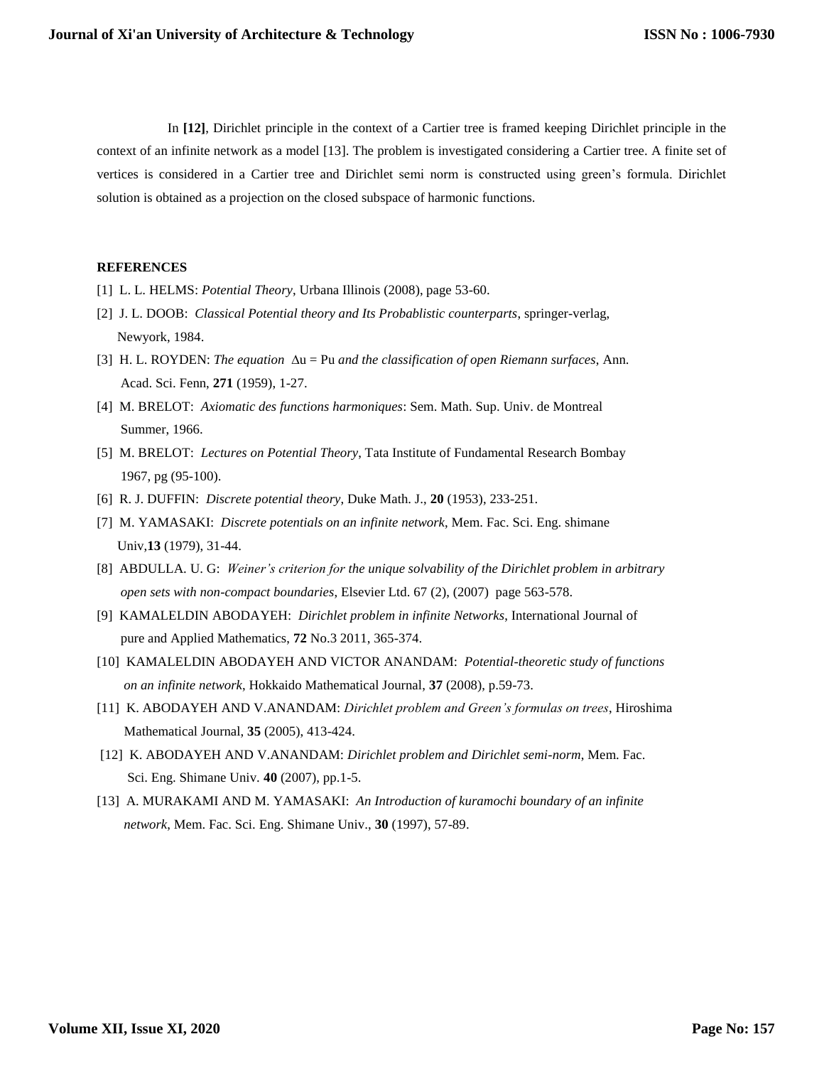In **[12]**, Dirichlet principle in the context of a Cartier tree is framed keeping Dirichlet principle in the context of an infinite network as a model [13]. The problem is investigated considering a Cartier tree. A finite set of vertices is considered in a Cartier tree and Dirichlet semi norm is constructed using green's formula. Dirichlet solution is obtained as a projection on the closed subspace of harmonic functions.

**REFERENCES**

[1] L. L. HELMS: *Potential Theory*, Urbana Illinois (2008), page 53-60.

[2] J. L. DOOB: *Classical Potential theory and Its Probablistic counterparts*, springer-verlag, Newyork, 1984.

[3] H. L. ROYDEN: *The equation* $\Delta u = Pu$ *and the classification of open Riemann surfaces*, Ann. Acad. Sci. Fenn, **271** (1959), 1-27.

[4] M. BRELOT: *Axiomatic des functions harmoniques*: Sem. Math. Sup. Univ. de Montreal Summer, 1966.

[5] M. BRELOT: *Lectures on Potential Theory*, Tata Institute of Fundamental Research Bombay 1967, pg (95-100).

[6] R. J. DUFFIN: *Discrete potential theory*, Duke Math. J., **20** (1953), 233-251.

[7] M. YAMASAKI: *Discrete potentials on an infinite network*, Mem. Fac. Sci. Eng. shimane Univ,**13** (1979), 31-44.

[8] ABDULLA. U. G: *Weiner's criterion for the unique solvability of the Dirichlet problem in arbitrary open sets with non-compact boundaries*, Elsevier Ltd. 67 (2), (2007) page 563-578.

[9] KAMALELDIN ABODAYEH: *Dirichlet problem in infinite Networks*, International Journal of pure and Applied Mathematics, **72** No.3 2011, 365-374.

[10] KAMALELDIN ABODAYEH AND VICTOR ANANDAM: *Potential-theoretic study of functions on an infinite network*, Hokkaido Mathematical Journal, **37** (2008), p.59-73.

[11] K. ABODAYEH AND V.ANANDAM: *Dirichlet problem and Green's formulas on trees*, Hiroshima Mathematical Journal, **35** (2005), 413-424.

[12] K. ABODAYEH AND V.ANANDAM: *Dirichlet problem and Dirichlet semi-norm*, Mem. Fac. Sci. Eng. Shimane Univ. **40** (2007), pp.1-5.

[13] A. MURAKAMI AND M. YAMASAKI: *An Introduction of kuramochi boundary of an infinite network*, Mem. Fac. Sci. Eng. Shimane Univ., **30** (1997), 57-89.